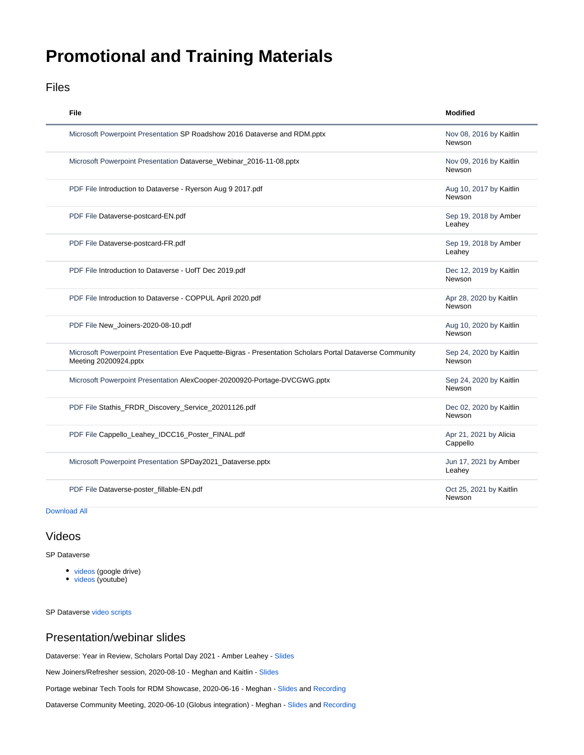# Promotional and Training Materials

## Files

| File | Modified |
| --- | --- |
| Microsoft Powerpoint Presentation SP Roadshow 2016 Dataverse and RDM.pptx | Nov 08, 2016 by Kaitlin Newson |
| Microsoft Powerpoint Presentation Dataverse_Webinar_2016-11-08.pptx | Nov 09, 2016 by Kaitlin Newson |
| PDF File Introduction to Dataverse - Ryerson Aug 9 2017.pdf | Aug 10, 2017 by Kaitlin Newson |
| PDF File Dataverse-postcard-EN.pdf | Sep 19, 2018 by Amber Leahey |
| PDF File Dataverse-postcard-FR.pdf | Sep 19, 2018 by Amber Leahey |
| PDF File Introduction to Dataverse - UofT Dec 2019.pdf | Dec 12, 2019 by Kaitlin Newson |
| PDF File Introduction to Dataverse - COPPUL April 2020.pdf | Apr 28, 2020 by Kaitlin Newson |
| PDF File New_Joiners-2020-08-10.pdf | Aug 10, 2020 by Kaitlin Newson |
| Microsoft Powerpoint Presentation Eve Paquette-Bigras - Presentation Scholars Portal Dataverse Community Meeting 20200924.pptx | Sep 24, 2020 by Kaitlin Newson |
| Microsoft Powerpoint Presentation AlexCooper-20200920-Portage-DVCGWG.pptx | Sep 24, 2020 by Kaitlin Newson |
| PDF File Stathis_FRDR_Discovery_Service_20201126.pdf | Dec 02, 2020 by Kaitlin Newson |
| PDF File Cappello_Leahey_IDCC16_Poster_FINAL.pdf | Apr 21, 2021 by Alicia Cappello |
| Microsoft Powerpoint Presentation SPDay2021_Dataverse.pptx | Jun 17, 2021 by Amber Leahey |
| PDF File Dataverse-poster_fillable-EN.pdf | Oct 25, 2021 by Kaitlin Newson |

Download All

## Videos

SP Dataverse

- videos (google drive)
- videos (youtube)

SP Dataverse video scripts

## Presentation/webinar slides

Dataverse: Year in Review, Scholars Portal Day 2021 - Amber Leahey - Slides

New Joiners/Refresher session, 2020-08-10 - Meghan and Kaitlin - Slides

Portage webinar Tech Tools for RDM Showcase, 2020-06-16 - Meghan - Slides and Recording

Dataverse Community Meeting, 2020-06-10 (Globus integration) - Meghan - Slides and Recording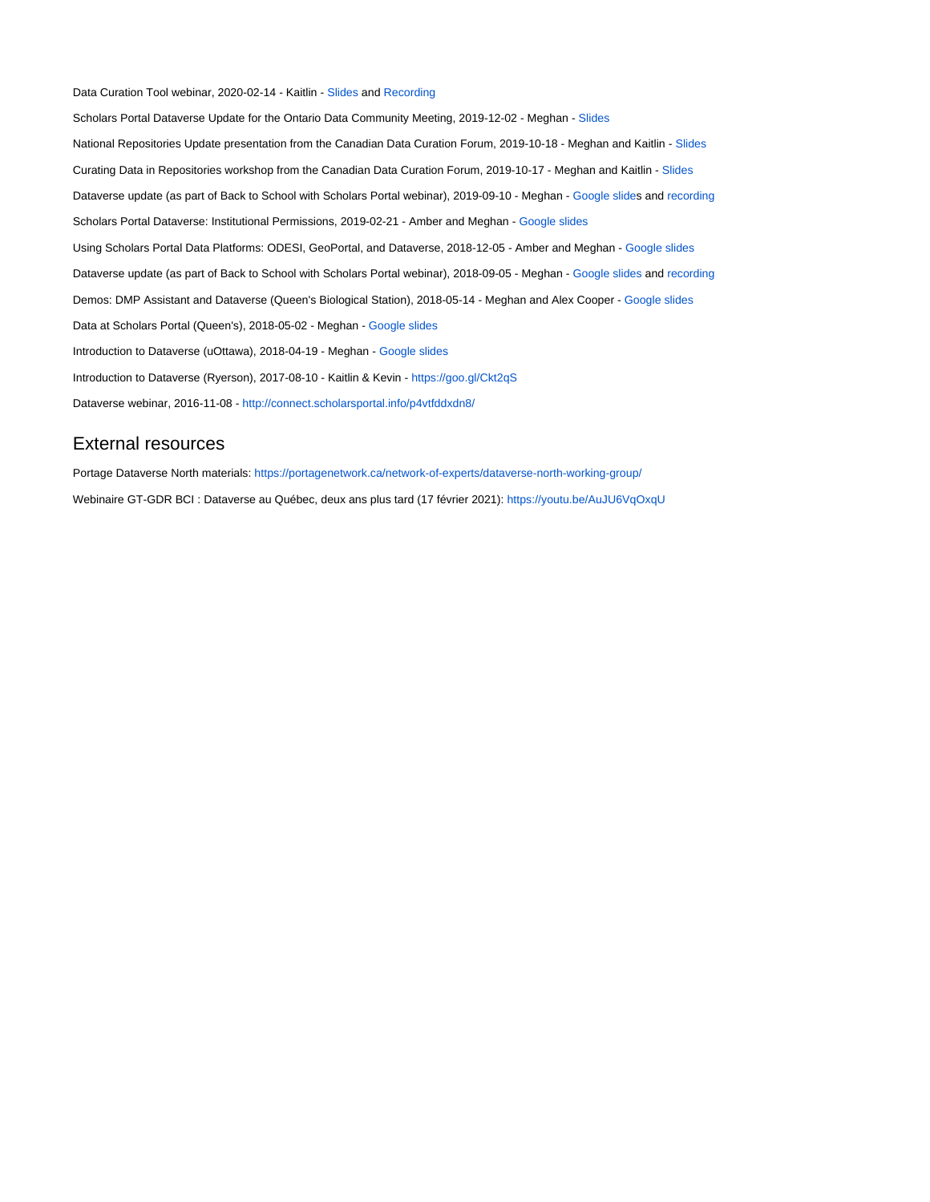Data Curation Tool webinar, 2020-02-14 - Kaitlin - Slides and Recording

Scholars Portal Dataverse Update for the Ontario Data Community Meeting, 2019-12-02 - Meghan - Slides

National Repositories Update presentation from the Canadian Data Curation Forum, 2019-10-18 - Meghan and Kaitlin - Slides

Curating Data in Repositories workshop from the Canadian Data Curation Forum, 2019-10-17 - Meghan and Kaitlin - Slides

Dataverse update (as part of Back to School with Scholars Portal webinar), 2019-09-10 - Meghan - Google slides and recording

Scholars Portal Dataverse: Institutional Permissions, 2019-02-21 - Amber and Meghan - Google slides

Using Scholars Portal Data Platforms: ODESI, GeoPortal, and Dataverse, 2018-12-05 - Amber and Meghan - Google slides

Dataverse update (as part of Back to School with Scholars Portal webinar), 2018-09-05 - Meghan - Google slides and recording

Demos: DMP Assistant and Dataverse (Queen's Biological Station), 2018-05-14 - Meghan and Alex Cooper - Google slides

Data at Scholars Portal (Queen's), 2018-05-02 - Meghan - Google slides

Introduction to Dataverse (uOttawa), 2018-04-19 - Meghan - Google slides

Introduction to Dataverse (Ryerson), 2017-08-10 - Kaitlin & Kevin - https://goo.gl/Ckt2qS

Dataverse webinar, 2016-11-08 - http://connect.scholarsportal.info/p4vtfddxdn8/

## External resources

Portage Dataverse North materials: https://portagenetwork.ca/network-of-experts/dataverse-north-working-group/

Webinaire GT-GDR BCI : Dataverse au Québec, deux ans plus tard (17 février 2021): https://youtu.be/AuJU6VqOxqU